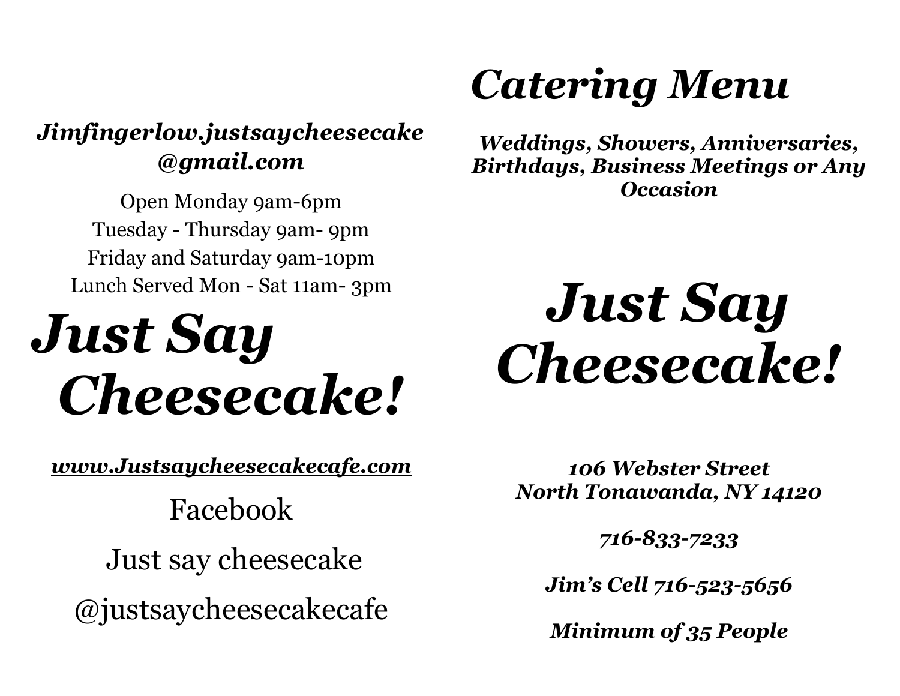***Jimfingerlow.justsaycheesecake@gmail.com***

Open Monday 9am-6pm
Tuesday - Thursday 9am- 9pm
Friday and Saturday 9am-10pm
Lunch Served Mon - Sat 11am- 3pm

# *Just Say Cheesecake!*

***[www.Justsaycheesecakecafe.com](http://www.Justsaycheesecakecafe.com)***

Facebook

Just say cheesecake

@justsaycheesecakecafe

# *Catering Menu*

***Weddings, Showers, Anniversaries, Birthdays, Business Meetings or Any Occasion***

# *Just Say Cheesecake!*

***106 Webster Street***
***North Tonawanda, NY 14120***

***716-833-7233***

***Jim's Cell 716-523-5656***

***Minimum of 35 People***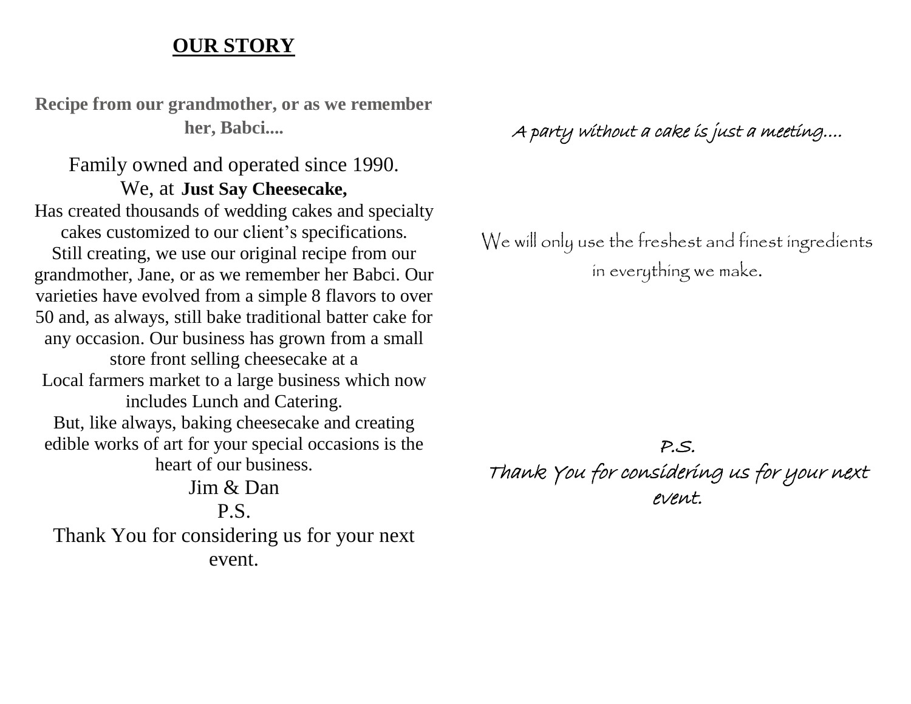## OUR STORY

**Recipe from our grandmother, or as we remember her, Babci....**

Family owned and operated since 1990.
We, at **Just Say Cheesecake,**
Has created thousands of wedding cakes and specialty cakes customized to our client's specifications. Still creating, we use our original recipe from our grandmother, Jane, or as we remember her Babci. Our varieties have evolved from a simple 8 flavors to over 50 and, as always, still bake traditional batter cake for any occasion. Our business has grown from a small store front selling cheesecake at a
Local farmers market to a large business which now includes Lunch and Catering.
But, like always, baking cheesecake and creating edible works of art for your special occasions is the heart of our business.

Jim & Dan

P.S.
Thank You for considering us for your next event.

*A party without a cake is just a meeting....*

We will only use the freshest and finest ingredients in everything we make.

*P.S.*
*Thank You for considering us for your next event.*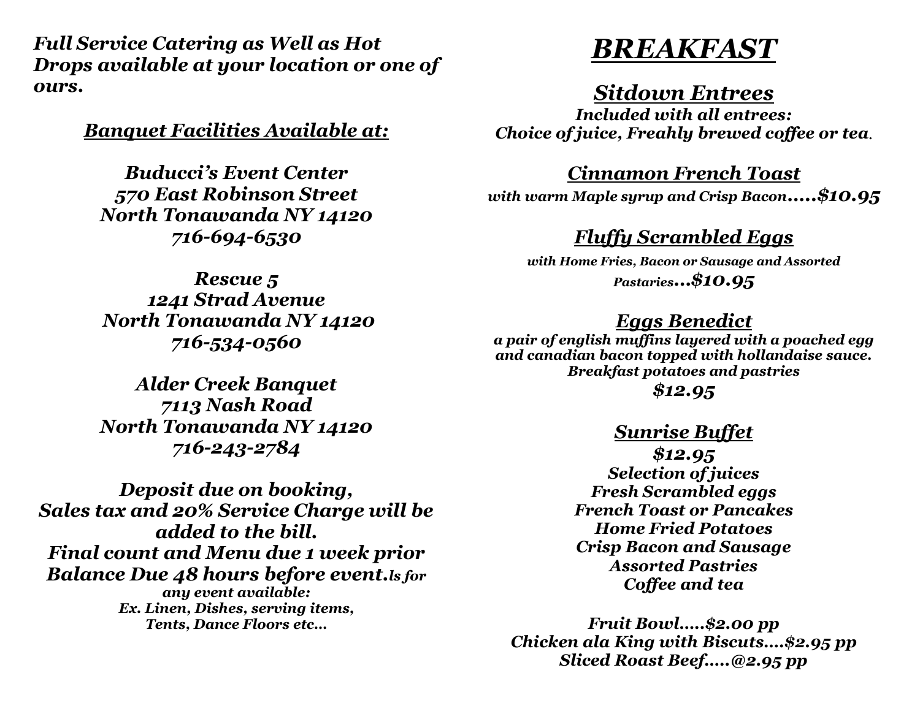***Full Service Catering as Well as Hot Drops available at your location or one of ours.***

***Banquet Facilities Available at:***

***Buducci's Event Center***
***570 East Robinson Street***
***North Tonawanda NY 14120***
***716-694-6530***

***Rescue 5***
***1241 Strad Avenue***
***North Tonawanda NY 14120***
***716-534-0560***

***Alder Creek Banquet***
***7113 Nash Road***
***North Tonawanda NY 14120***
***716-243-2784***

***Deposit due on booking,***
***Sales tax and 20% Service Charge will be added to the bill.***
***Final count and Menu due 1 week prior***
***Balance Due 48 hours before event.ls for any event available:***
***Ex. Linen, Dishes, serving items, Tents, Dance Floors etc...***

# BREAKFAST

## Sitdown Entrees

***Included with all entrees:***
***Choice of juice, Freahly brewed coffee or tea.***

### Cinnamon French Toast

***with warm Maple syrup and Crisp Bacon.....$10.95***

### Fluffy Scrambled Eggs

***with Home Fries, Bacon or Sausage and Assorted Pastaries...$10.95***

### Eggs Benedict

***a pair of english muffins layered with a poached egg and canadian bacon topped with hollandaise sauce. Breakfast potatoes and pastries***

***$12.95***

### Sunrise Buffet

***$12.95***
***Selection of juices***
***Fresh Scrambled eggs***
***French Toast or Pancakes***
***Home Fried Potatoes***
***Crisp Bacon and Sausage***
***Assorted Pastries***
***Coffee and tea***

***Fruit Bowl.....$2.00 pp***
***Chicken ala King with Biscuts....$2.95 pp***
***Sliced Roast Beef.....@2.95 pp***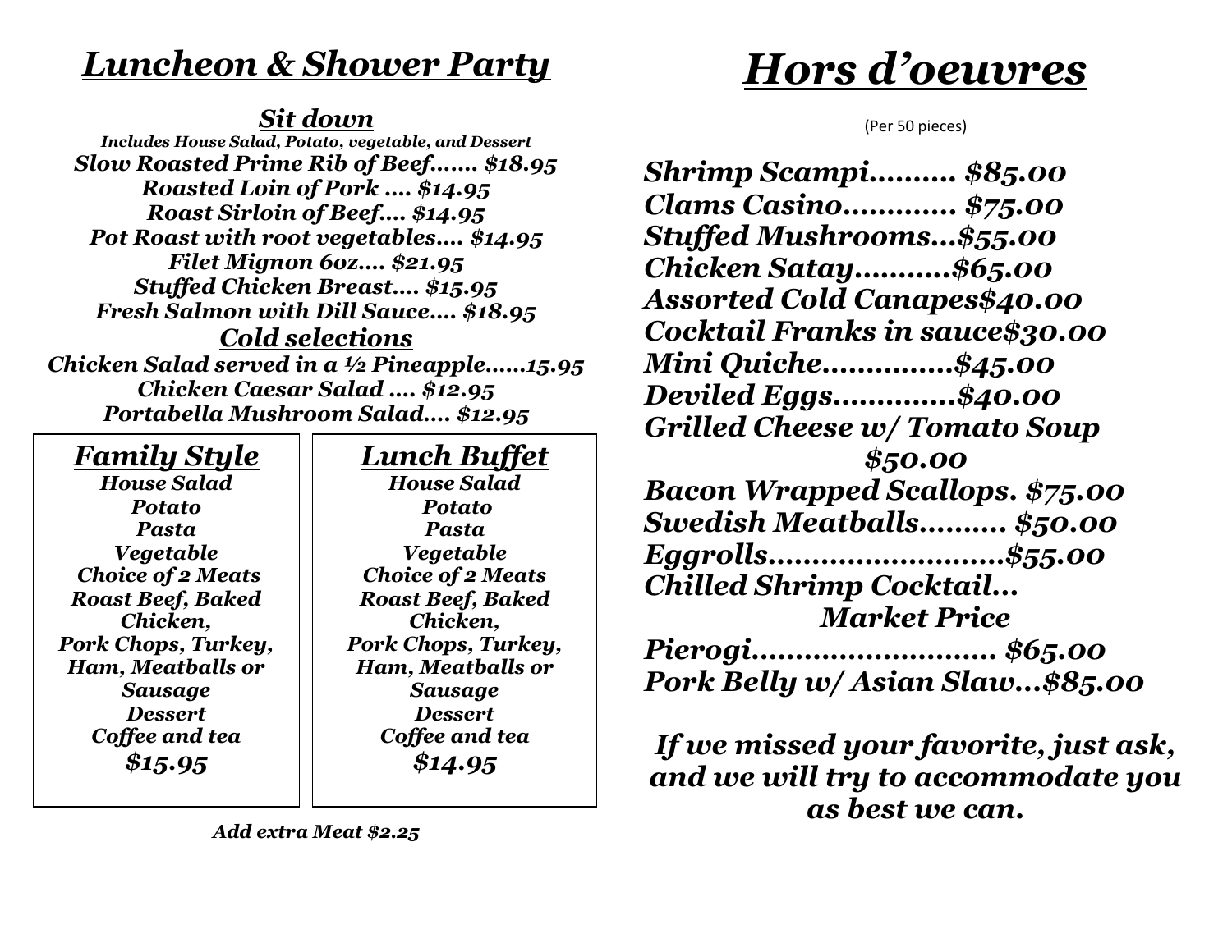## *Luncheon & Shower Party*

### *Sit down*

*Includes House Salad, Potato, vegetable, and Dessert*

*Slow Roasted Prime Rib of Beef……. $18.95*
*Roasted Loin of Pork …. $14.95*
*Roast Sirloin of Beef…. $14.95*
*Pot Roast with root vegetables…. $14.95*
*Filet Mignon 6oz…. $21.95*
*Stuffed Chicken Breast…. $15.95*
*Fresh Salmon with Dill Sauce…. $18.95*

### *Cold selections*

*Chicken Salad served in a ½ Pineapple……15.95*
*Chicken Caesar Salad …. $12.95*
*Portabella Mushroom Salad…. $12.95*

### *Family Style*

*House Salad*
*Potato*
*Pasta*
*Vegetable*
*Choice of 2 Meats*
*Roast Beef, Baked Chicken,*
*Pork Chops, Turkey, Ham, Meatballs or Sausage*
*Dessert*
*Coffee and tea*
***$15.95***

### *Lunch Buffet*

*House Salad*
*Potato*
*Pasta*
*Vegetable*
*Choice of 2 Meats*
*Roast Beef, Baked Chicken,*
*Pork Chops, Turkey, Ham, Meatballs or Sausage*
*Dessert*
*Coffee and tea*
***$14.95***

*Add extra Meat $2.25*

# *Hors d'oeuvres*

(Per 50 pieces)

*Shrimp Scampi………. $85.00*
*Clams Casino…………. $75.00*
*Stuffed Mushrooms…$55.00*
*Chicken Satay……….$65.00*
*Assorted Cold Canapes$40.00*
*Cocktail Franks in sauce$30.00*
*Mini Quiche……………$45.00*
*Deviled Eggs………….$40.00*
*Grilled Cheese w/ Tomato Soup $50.00*
*Bacon Wrapped Scallops. $75.00*
*Swedish Meatballs………. $50.00*
*Eggrolls……………………..$55.00*
*Chilled Shrimp Cocktail… Market Price*
*Pierogi……………………… $65.00*
*Pork Belly w/ Asian Slaw…$85.00*

*If we missed your favorite, just ask, and we will try to accommodate you as best we can.*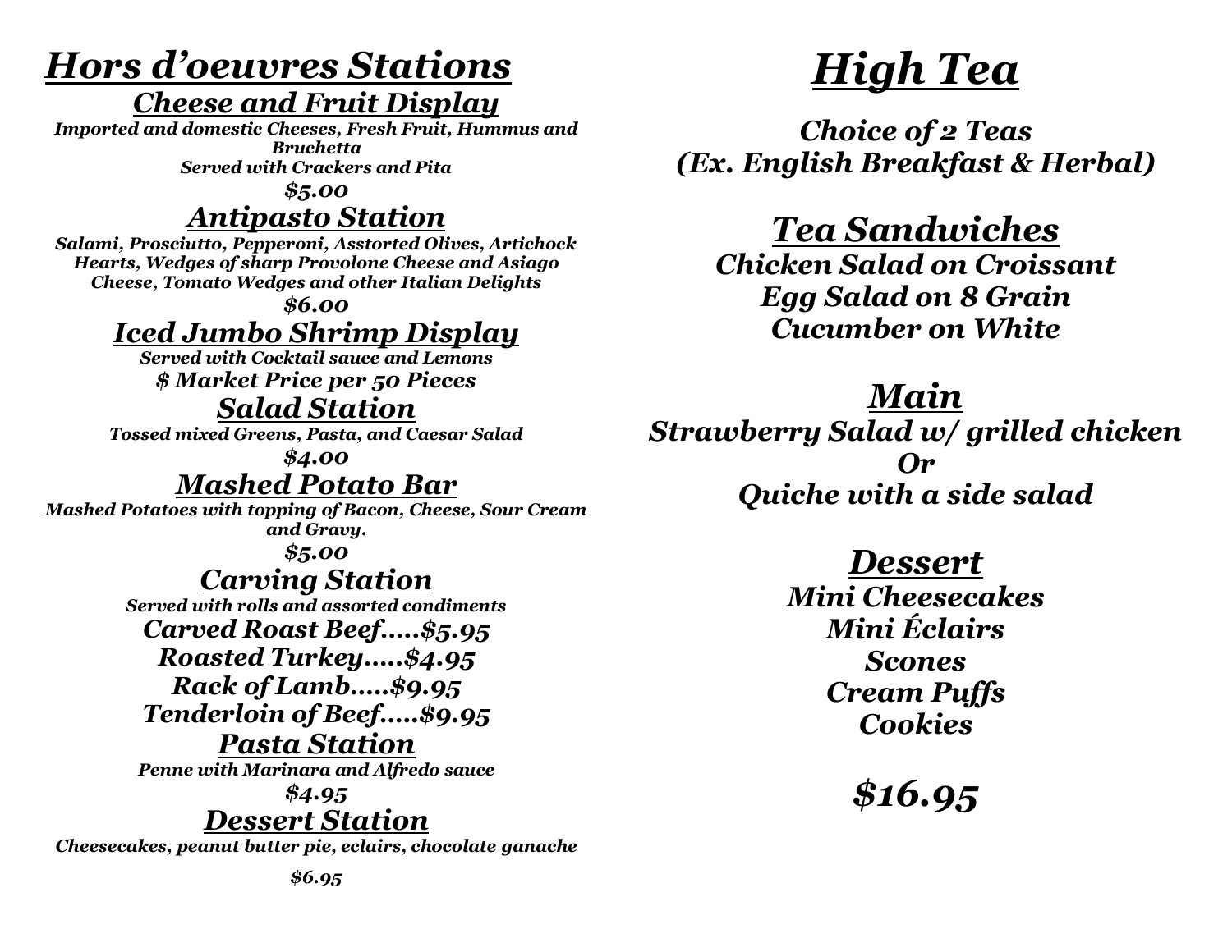# *Hors d'oeuvres Stations*

## *Cheese and Fruit Display*

***Imported and domestic Cheeses, Fresh Fruit, Hummus and Bruchetta***
***Served with Crackers and Pita***

***$5.00***

## *Antipasto Station*

***Salami, Prosciutto, Pepperoni, Asstorted Olives, Artichock Hearts, Wedges of sharp Provolone Cheese and Asiago Cheese, Tomato Wedges and other Italian Delights***

***$6.00***

## *Iced Jumbo Shrimp Display*

***Served with Cocktail sauce and Lemons***

***$ Market Price per 50 Pieces***

## *Salad Station*

***Tossed mixed Greens, Pasta, and Caesar Salad***

***$4.00***

## *Mashed Potato Bar*

***Mashed Potatoes with topping of Bacon, Cheese, Sour Cream and Gravy.***

***$5.00***

## *Carving Station*

***Served with rolls and assorted condiments***

***Carved Roast Beef.....$5.95***
***Roasted Turkey.....$4.95***
***Rack of Lamb.....$9.95***
***Tenderloin of Beef.....$9.95***

## *Pasta Station*

***Penne with Marinara and Alfredo sauce***

***$4.95***

## *Dessert Station*

***Cheesecakes, peanut butter pie, eclairs, chocolate ganache***

***$6.95***

# *High Tea*

***Choice of 2 Teas***
***(Ex. English Breakfast & Herbal)***

## *Tea Sandwiches*

***Chicken Salad on Croissant***
***Egg Salad on 8 Grain***
***Cucumber on White***

## *Main*

***Strawberry Salad w/ grilled chicken***
***Or***
***Quiche with a side salad***

## *Dessert*

***Mini Cheesecakes***
***Mini Éclairs***
***Scones***
***Cream Puffs***
***Cookies***

***$16.95***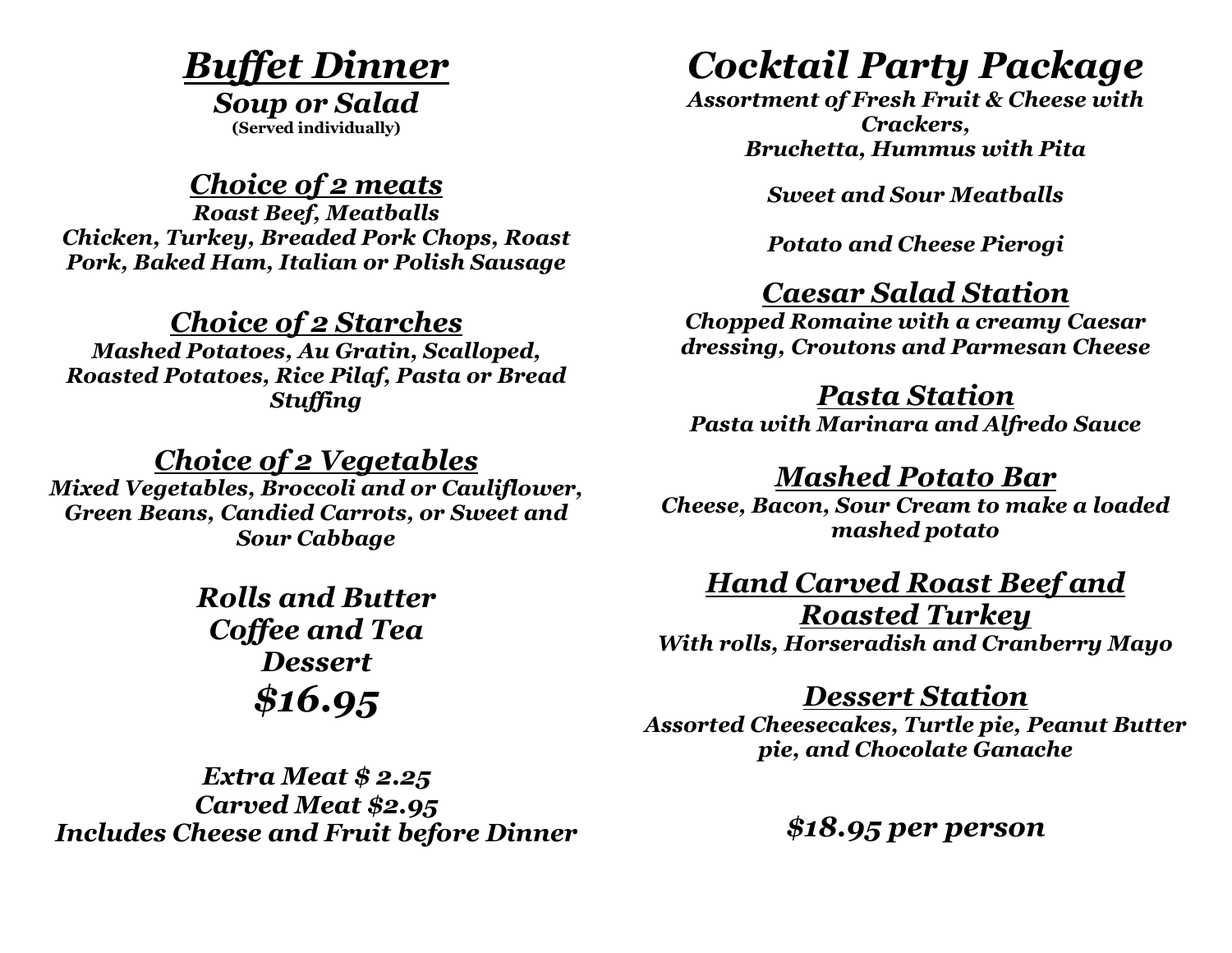# ***Buffet Dinner***

***Soup or Salad***

**(Served individually)**

## ***Choice of 2 meats***

***Roast Beef, Meatballs***
***Chicken, Turkey, Breaded Pork Chops, Roast Pork, Baked Ham, Italian or Polish Sausage***

## ***Choice of 2 Starches***

***Mashed Potatoes, Au Gratin, Scalloped, Roasted Potatoes, Rice Pilaf, Pasta or Bread Stuffing***

## ***Choice of 2 Vegetables***

***Mixed Vegetables, Broccoli and or Cauliflower, Green Beans, Candied Carrots, or Sweet and Sour Cabbage***

***Rolls and Butter***
***Coffee and Tea***
***Dessert***

## ***$16.95***

***Extra Meat $ 2.25***
***Carved Meat $2.95***
***Includes Cheese and Fruit before Dinner***

# ***Cocktail Party Package***

***Assortment of Fresh Fruit & Cheese with Crackers,***
***Bruchetta, Hummus with Pita***

***Sweet and Sour Meatballs***

***Potato and Cheese Pierogi***

## ***Caesar Salad Station***

***Chopped Romaine with a creamy Caesar dressing, Croutons and Parmesan Cheese***

## ***Pasta Station***

***Pasta with Marinara and Alfredo Sauce***

## ***Mashed Potato Bar***

***Cheese, Bacon, Sour Cream to make a loaded mashed potato***

## ***Hand Carved Roast Beef and Roasted Turkey***

***With rolls, Horseradish and Cranberry Mayo***

## ***Dessert Station***

***Assorted Cheesecakes, Turtle pie, Peanut Butter pie, and Chocolate Ganache***

***$18.95 per person***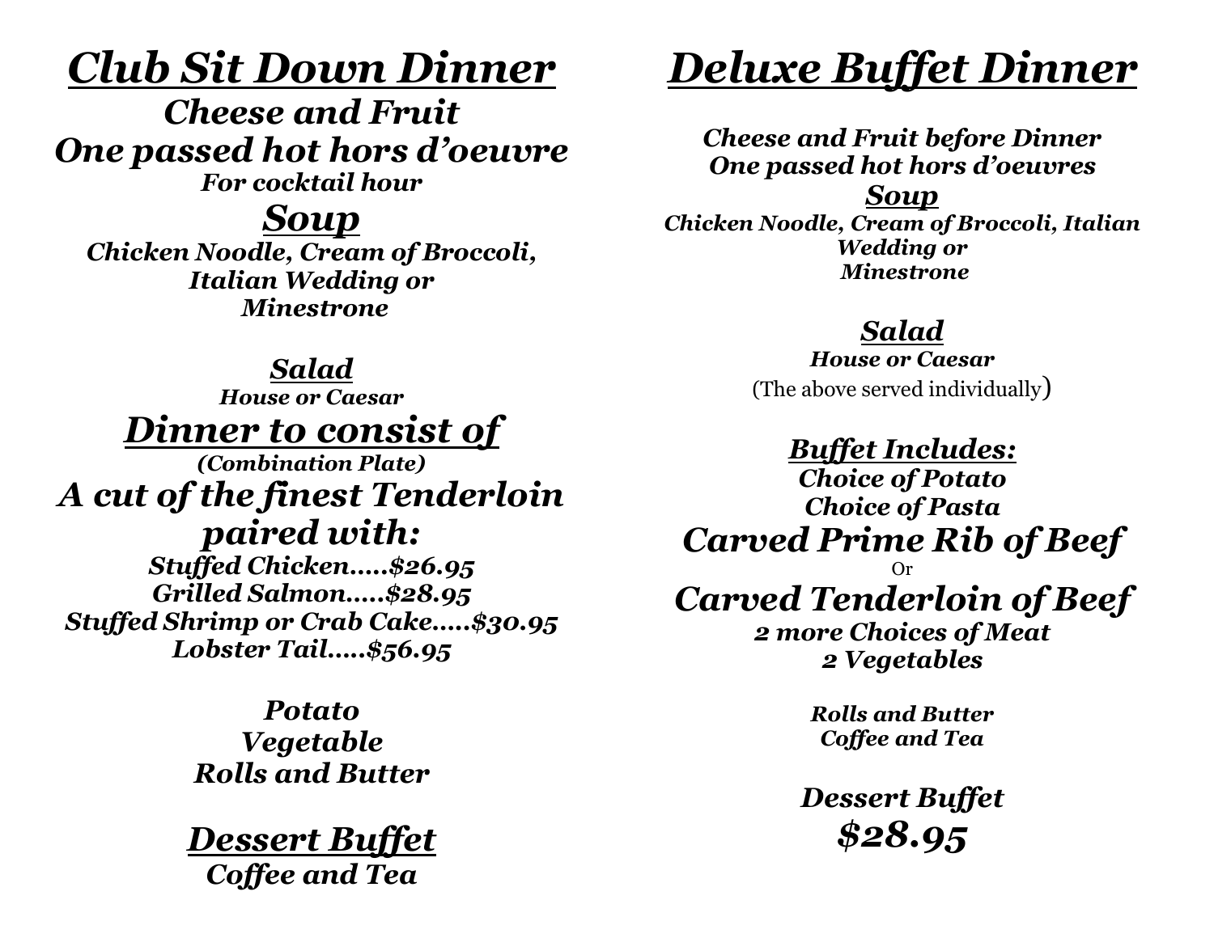# Club Sit Down Dinner

***Cheese and Fruit***

***One passed hot hors d'oeuvre***

***For cocktail hour***

## Soup

***Chicken Noodle, Cream of Broccoli, Italian Wedding or Minestrone***

### Salad

***House or Caesar***

## Dinner to consist of

***(Combination Plate)***

***A cut of the finest Tenderloin paired with:***

***Stuffed Chicken.....$26.95***

***Grilled Salmon.....$28.95***

***Stuffed Shrimp or Crab Cake.....$30.95***

***Lobster Tail.....$56.95***

***Potato***

***Vegetable***

***Rolls and Butter***

## Dessert Buffet

***Coffee and Tea***

# Deluxe Buffet Dinner

***Cheese and Fruit before Dinner***

***One passed hot hors d'oeuvres***

### Soup

***Chicken Noodle, Cream of Broccoli, Italian Wedding or Minestrone***

### Salad

***House or Caesar***

(The above served individually)

### Buffet Includes:

***Choice of Potato***

***Choice of Pasta***

***Carved Prime Rib of Beef***

Or

***Carved Tenderloin of Beef***

***2 more Choices of Meat***

***2 Vegetables***

***Rolls and Butter***

***Coffee and Tea***

***Dessert Buffet***

***$28.95***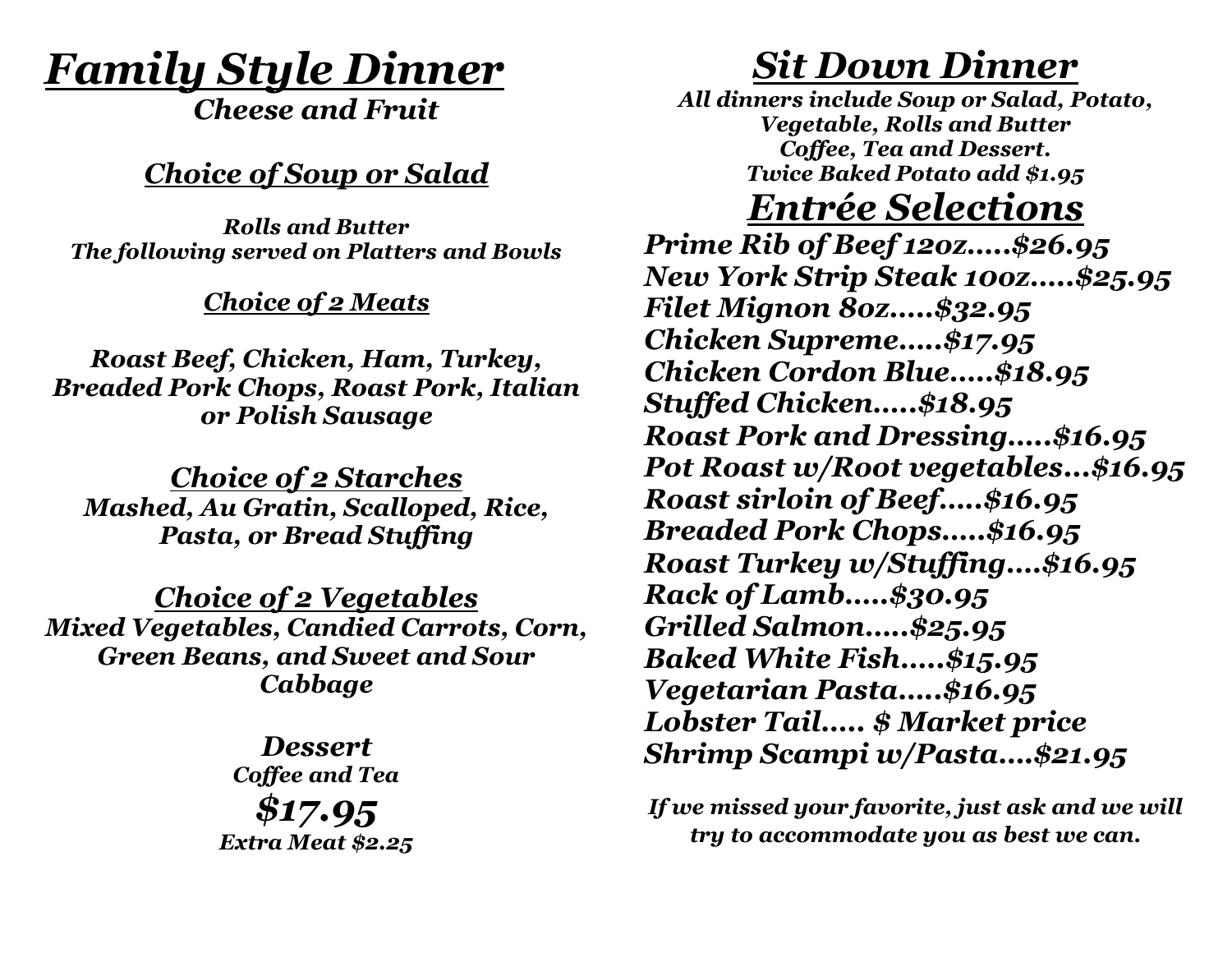# ***Family Style Dinner***

***Cheese and Fruit***

## ***Choice of Soup or Salad***

***Rolls and Butter***
***The following served on Platters and Bowls***

### ***Choice of 2 Meats***

***Roast Beef, Chicken, Ham, Turkey, Breaded Pork Chops, Roast Pork, Italian or Polish Sausage***

### ***Choice of 2 Starches***

***Mashed, Au Gratin, Scalloped, Rice, Pasta, or Bread Stuffing***

### ***Choice of 2 Vegetables***

***Mixed Vegetables, Candied Carrots, Corn, Green Beans, and Sweet and Sour Cabbage***

***Dessert***
***Coffee and Tea***

## ***$17.95***

***Extra Meat $2.25***

# ***Sit Down Dinner***

***All dinners include Soup or Salad, Potato, Vegetable, Rolls and Butter***
***Coffee, Tea and Dessert.***
***Twice Baked Potato add $1.95***

## ***Entrée Selections***

***Prime Rib of Beef 12oz.....$26.95***
***New York Strip Steak 10oz.....$25.95***
***Filet Mignon 8oz.....$32.95***
***Chicken Supreme.....$17.95***
***Chicken Cordon Blue.....$18.95***
***Stuffed Chicken.....$18.95***
***Roast Pork and Dressing.....$16.95***
***Pot Roast w/Root vegetables...$16.95***
***Roast sirloin of Beef.....$16.95***
***Breaded Pork Chops.....$16.95***
***Roast Turkey w/Stuffing....$16.95***
***Rack of Lamb.....$30.95***
***Grilled Salmon.....$25.95***
***Baked White Fish.....$15.95***
***Vegetarian Pasta.....$16.95***
***Lobster Tail..... $ Market price***
***Shrimp Scampi w/Pasta....$21.95***

***If we missed your favorite, just ask and we will try to accommodate you as best we can.***